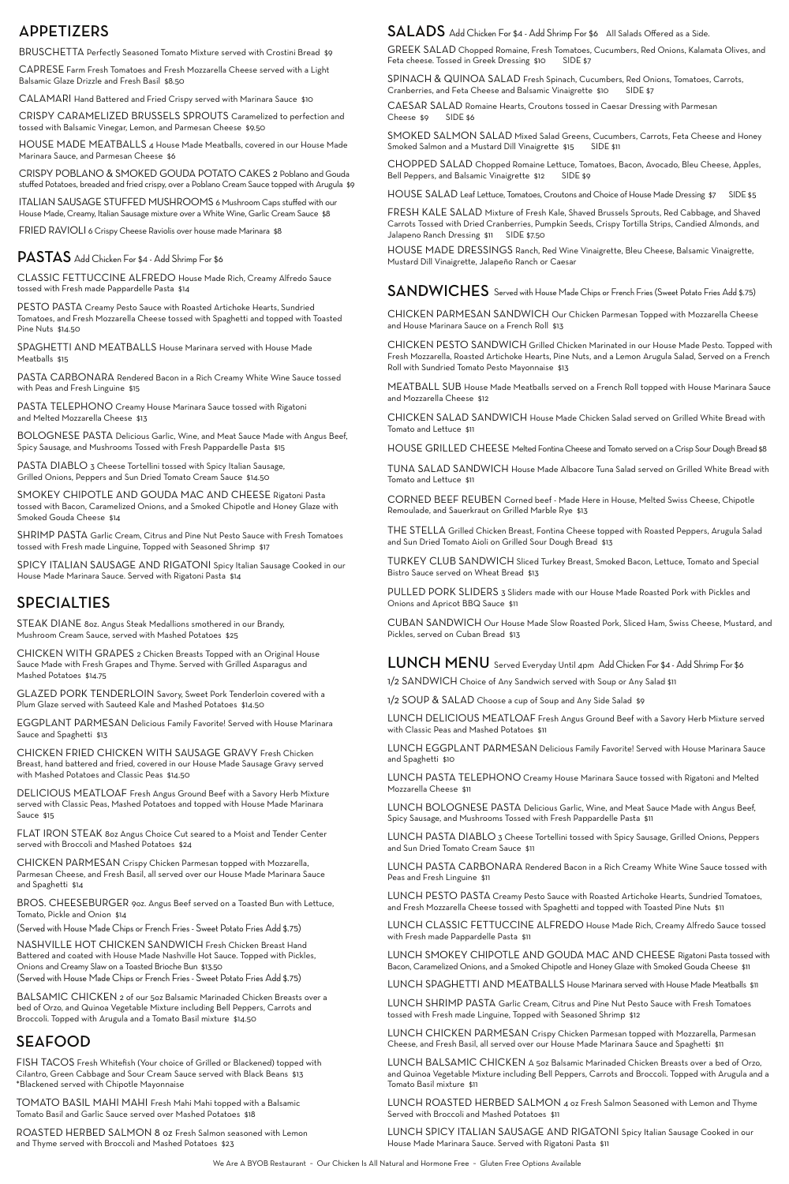## APPETIZERS

BRUSCHETTA Perfectly Seasoned Tomato Mixture served with Crostini Bread $9

CAPRESE Farm Fresh Tomatoes and Fresh Mozzarella Cheese served with a Light Balsamic Glaze Drizzle and Fresh Basil $8.50

CALAMARI Hand Battered and Fried Crispy served with Marinara Sauce $10

CRISPY CARAMELIZED BRUSSELS SPROUTS Caramelized to perfection and tossed with Balsamic Vinegar, Lemon, and Parmesan Cheese $9.50

HOUSE MADE MEATBALLS 4 House Made Meatballs, covered in our House Made Marinara Sauce, and Parmesan Cheese $6

CRISPY POBLANO & SMOKED GOUDA POTATO CAKES 2 Poblano and Gouda stuffed Potatoes, breaded and fried crispy, over a Poblano Cream Sauce topped with Arugula $9

ITALIAN SAUSAGE STUFFED MUSHROOMS 6 Mushroom Caps stuffed with our House Made, Creamy, Italian Sausage mixture over a White Wine, Garlic Cream Sauce $8

FRIED RAVIOLI 6 Crispy Cheese Raviolis over house made Marinara $8

## PASTAS Add Chicken For $4 - Add Shrimp For $6

CLASSIC FETTUCCINE ALFREDO House Made Rich, Creamy Alfredo Sauce tossed with Fresh made Pappardelle Pasta $14

PESTO PASTA Creamy Pesto Sauce with Roasted Artichoke Hearts, Sundried Tomatoes, and Fresh Mozzarella Cheese tossed with Spaghetti and topped with Toasted Pine Nuts $14.50

SPAGHETTI AND MEATBALLS House Marinara served with House Made Meatballs $15

PASTA CARBONARA Rendered Bacon in a Rich Creamy White Wine Sauce tossed with Peas and Fresh Linguine $15

PASTA TELEPHONO Creamy House Marinara Sauce tossed with Rigatoni and Melted Mozzarella Cheese $13

BOLOGNESE PASTA Delicious Garlic, Wine, and Meat Sauce Made with Angus Beef, Spicy Sausage, and Mushrooms Tossed with Fresh Pappardelle Pasta $15

PASTA DIABLO 3 Cheese Tortellini tossed with Spicy Italian Sausage, Grilled Onions, Peppers and Sun Dried Tomato Cream Sauce $14.50

SMOKEY CHIPOTLE AND GOUDA MAC AND CHEESE Rigatoni Pasta tossed with Bacon, Caramelized Onions, and a Smoked Chipotle and Honey Glaze with Smoked Gouda Cheese $14

SHRIMP PASTA Garlic Cream, Citrus and Pine Nut Pesto Sauce with Fresh Tomatoes tossed with Fresh made Linguine, Topped with Seasoned Shrimp $17

SPICY ITALIAN SAUSAGE AND RIGATONI Spicy Italian Sausage Cooked in our House Made Marinara Sauce. Served with Rigatoni Pasta $14

## SPECIALTIES

STEAK DIANE 8oz. Angus Steak Medallions smothered in our Brandy, Mushroom Cream Sauce, served with Mashed Potatoes $25

CHICKEN WITH GRAPES 2 Chicken Breasts Topped with an Original House Sauce Made with Fresh Grapes and Thyme. Served with Grilled Asparagus and Mashed Potatoes $14.75

GLAZED PORK TENDERLOIN Savory, Sweet Pork Tenderloin covered with a Plum Glaze served with Sauteed Kale and Mashed Potatoes $14.50

EGGPLANT PARMESAN Delicious Family Favorite! Served with House Marinara Sauce and Spaghetti $13

CHICKEN FRIED CHICKEN WITH SAUSAGE GRAVY Fresh Chicken Breast, hand battered and fried, covered in our House Made Sausage Gravy served with Mashed Potatoes and Classic Peas $14.50

DELICIOUS MEATLOAF Fresh Angus Ground Beef with a Savory Herb Mixture served with Classic Peas, Mashed Potatoes and topped with House Made Marinara Sauce $15

FLAT IRON STEAK 8oz Angus Choice Cut seared to a Moist and Tender Center served with Broccoli and Mashed Potatoes $24

CHICKEN PARMESAN Crispy Chicken Parmesan topped with Mozzarella, Parmesan Cheese, and Fresh Basil, all served over our House Made Marinara Sauce and Spaghetti $14

BROS. CHEESEBURGER 9oz. Angus Beef served on a Toasted Bun with Lettuce, Tomato, Pickle and Onion $14
(Served with House Made Chips or French Fries - Sweet Potato Fries Add $.75)

NASHVILLE HOT CHICKEN SANDWICH Fresh Chicken Breast Hand Battered and coated with House Made Nashville Hot Sauce. Topped with Pickles, Onions and Creamy Slaw on a Toasted Brioche Bun $13.50
(Served with House Made Chips or French Fries - Sweet Potato Fries Add $.75)

BALSAMIC CHICKEN 2 of our 5oz Balsamic Marinaded Chicken Breasts over a bed of Orzo, and Quinoa Vegetable Mixture including Bell Peppers, Carrots and Broccoli. Topped with Arugula and a Tomato Basil mixture $14.50

## SEAFOOD

FISH TACOS Fresh Whitefish (Your choice of Grilled or Blackened) topped with Cilantro, Green Cabbage and Sour Cream Sauce served with Black Beans $13
*Blackened served with Chipotle Mayonnaise

TOMATO BASIL MAHI MAHI Fresh Mahi Mahi topped with a Balsamic Tomato Basil and Garlic Sauce served over Mashed Potatoes $18

ROASTED HERBED SALMON 8 oz Fresh Salmon seasoned with Lemon and Thyme served with Broccoli and Mashed Potatoes $23

## SALADS Add Chicken For $4 - Add Shrimp For $6 All Salads Offered as a Side.

GREEK SALAD Chopped Romaine, Fresh Tomatoes, Cucumbers, Red Onions, Kalamata Olives, and Feta cheese. Tossed in Greek Dressing $10 SIDE $7

SPINACH & QUINOA SALAD Fresh Spinach, Cucumbers, Red Onions, Tomatoes, Carrots, Cranberries, and Feta Cheese and Balsamic Vinaigrette $10 SIDE $7

CAESAR SALAD Romaine Hearts, Croutons tossed in Caesar Dressing with Parmesan Cheese $9 SIDE $6

SMOKED SALMON SALAD Mixed Salad Greens, Cucumbers, Carrots, Feta Cheese and Honey Smoked Salmon and a Mustard Dill Vinaigrette $15 SIDE $11

CHOPPED SALAD Chopped Romaine Lettuce, Tomatoes, Bacon, Avocado, Bleu Cheese, Apples, Bell Peppers, and Balsamic Vinaigrette $12 SIDE $9

HOUSE SALAD Leaf Lettuce, Tomatoes, Croutons and Choice of House Made Dressing $7 SIDE $5

FRESH KALE SALAD Mixture of Fresh Kale, Shaved Brussels Sprouts, Red Cabbage, and Shaved Carrots Tossed with Dried Cranberries, Pumpkin Seeds, Crispy Tortilla Strips, Candied Almonds, and Jalapeno Ranch Dressing $11 SIDE $7.50

HOUSE MADE DRESSINGS Ranch, Red Wine Vinaigrette, Bleu Cheese, Balsamic Vinaigrette, Mustard Dill Vinaigrette, Jalapeño Ranch or Caesar

## SANDWICHES Served with House Made Chips or French Fries (Sweet Potato Fries Add $.75)

CHICKEN PARMESAN SANDWICH Our Chicken Parmesan Topped with Mozzarella Cheese and House Marinara Sauce on a French Roll $13

CHICKEN PESTO SANDWICH Grilled Chicken Marinated in our House Made Pesto. Topped with Fresh Mozzarella, Roasted Artichoke Hearts, Pine Nuts, and a Lemon Arugula Salad, Served on a French Roll with Sundried Tomato Pesto Mayonnaise $13

MEATBALL SUB House Made Meatballs served on a French Roll topped with House Marinara Sauce and Mozzarella Cheese $12

CHICKEN SALAD SANDWICH House Made Chicken Salad served on Grilled White Bread with Tomato and Lettuce $11

HOUSE GRILLED CHEESE Melted Fontina Cheese and Tomato served on a Crisp Sour Dough Bread $8

TUNA SALAD SANDWICH House Made Albacore Tuna Salad served on Grilled White Bread with Tomato and Lettuce $11

CORNED BEEF REUBEN Corned beef - Made Here in House, Melted Swiss Cheese, Chipotle Remoulade, and Sauerkraut on Grilled Marble Rye $13

THE STELLA Grilled Chicken Breast, Fontina Cheese topped with Roasted Peppers, Arugula Salad and Sun Dried Tomato Aioli on Grilled Sour Dough Bread $13

TURKEY CLUB SANDWICH Sliced Turkey Breast, Smoked Bacon, Lettuce, Tomato and Special Bistro Sauce served on Wheat Bread $13

PULLED PORK SLIDERS 3 Sliders made with our House Made Roasted Pork with Pickles and Onions and Apricot BBQ Sauce $11

CUBAN SANDWICH Our House Made Slow Roasted Pork, Sliced Ham, Swiss Cheese, Mustard, and Pickles, served on Cuban Bread $13

## LUNCH MENU Served Everyday Until 4pm Add Chicken For $4 - Add Shrimp For $6

1/2 SANDWICH Choice of Any Sandwich served with Soup or Any Salad $11

1/2 SOUP & SALAD Choose a cup of Soup and Any Side Salad $9

LUNCH DELICIOUS MEATLOAF Fresh Angus Ground Beef with a Savory Herb Mixture served with Classic Peas and Mashed Potatoes $11

LUNCH EGGPLANT PARMESAN Delicious Family Favorite! Served with House Marinara Sauce and Spaghetti $10

LUNCH PASTA TELEPHONO Creamy House Marinara Sauce tossed with Rigatoni and Melted Mozzarella Cheese $11

LUNCH BOLOGNESE PASTA Delicious Garlic, Wine, and Meat Sauce Made with Angus Beef, Spicy Sausage, and Mushrooms Tossed with Fresh Pappardelle Pasta $11

LUNCH PASTA DIABLO 3 Cheese Tortellini tossed with Spicy Sausage, Grilled Onions, Peppers and Sun Dried Tomato Cream Sauce $11

LUNCH PASTA CARBONARA Rendered Bacon in a Rich Creamy White Wine Sauce tossed with Peas and Fresh Linguine $11

LUNCH PESTO PASTA Creamy Pesto Sauce with Roasted Artichoke Hearts, Sundried Tomatoes, and Fresh Mozzarella Cheese tossed with Spaghetti and topped with Toasted Pine Nuts $11

LUNCH CLASSIC FETTUCCINE ALFREDO House Made Rich, Creamy Alfredo Sauce tossed with Fresh made Pappardelle Pasta $11

LUNCH SMOKEY CHIPOTLE AND GOUDA MAC AND CHEESE Rigatoni Pasta tossed with Bacon, Caramelized Onions, and a Smoked Chipotle and Honey Glaze with Smoked Gouda Cheese $11

LUNCH SPAGHETTI AND MEATBALLS House Marinara served with House Made Meatballs $11

LUNCH SHRIMP PASTA Garlic Cream, Citrus and Pine Nut Pesto Sauce with Fresh Tomatoes tossed with Fresh made Linguine, Topped with Seasoned Shrimp $12

LUNCH CHICKEN PARMESAN Crispy Chicken Parmesan topped with Mozzarella, Parmesan Cheese, and Fresh Basil, all served over our House Made Marinara Sauce and Spaghetti $11

LUNCH BALSAMIC CHICKEN A 5oz Balsamic Marinaded Chicken Breasts over a bed of Orzo, and Quinoa Vegetable Mixture including Bell Peppers, Carrots and Broccoli. Topped with Arugula and a Tomato Basil mixture $11

LUNCH ROASTED HERBED SALMON 4 oz Fresh Salmon Seasoned with Lemon and Thyme Served with Broccoli and Mashed Potatoes $11

LUNCH SPICY ITALIAN SAUSAGE AND RIGATONI Spicy Italian Sausage Cooked in our House Made Marinara Sauce. Served with Rigatoni Pasta $11

We Are A BYOB Restaurant - Our Chicken Is All Natural and Hormone Free - Gluten Free Options Available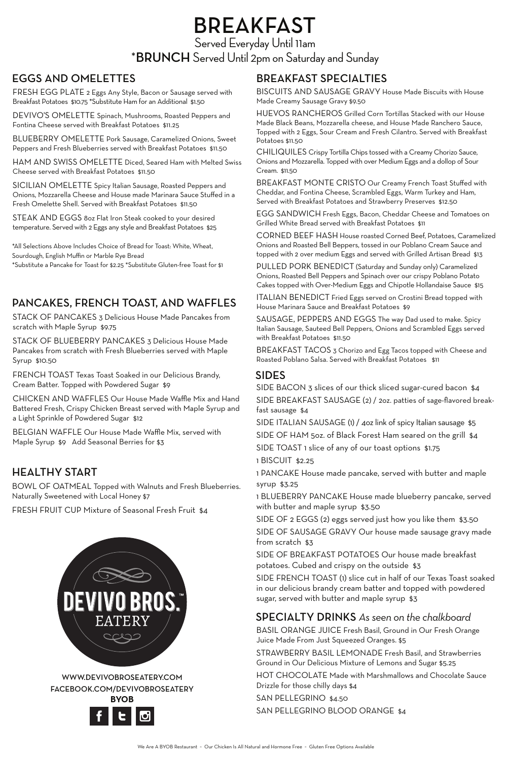# BREAKFAST

Served Everyday Until 11am

*BRUNCH Served Until 2pm on Saturday and Sunday

## EGGS AND OMELETTES

FRESH EGG PLATE 2 Eggs Any Style, Bacon or Sausage served with Breakfast Potatoes $10.75 *Substitute Ham for an Additional $1.50

DEVIVO'S OMELETTE Spinach, Mushrooms, Roasted Peppers and Fontina Cheese served with Breakfast Potatoes $11.25

BLUEBERRY OMELETTE Pork Sausage, Caramelized Onions, Sweet Peppers and Fresh Blueberries served with Breakfast Potatoes $11.50

HAM AND SWISS OMELETTE Diced, Seared Ham with Melted Swiss Cheese served with Breakfast Potatoes $11.50

SICILIAN OMELETTE Spicy Italian Sausage, Roasted Peppers and Onions, Mozzarella Cheese and House made Marinara Sauce Stuffed in a Fresh Omelette Shell. Served with Breakfast Potatoes $11.50

STEAK AND EGGS 8oz Flat Iron Steak cooked to your desired temperature. Served with 2 Eggs any style and Breakfast Potatoes $25

*All Selections Above Includes Choice of Bread for Toast: White, Wheat, Sourdough, English Muffin or Marble Rye Bread
*Substitute a Pancake for Toast for $2.25 *Substitute Gluten-free Toast for $1

## PANCAKES, FRENCH TOAST, AND WAFFLES

STACK OF PANCAKES 3 Delicious House Made Pancakes from scratch with Maple Syrup $9.75

STACK OF BLUEBERRY PANCAKES 3 Delicious House Made Pancakes from scratch with Fresh Blueberries served with Maple Syrup $10.50

FRENCH TOAST Texas Toast Soaked in our Delicious Brandy, Cream Batter. Topped with Powdered Sugar $9

CHICKEN AND WAFFLES Our House Made Waffle Mix and Hand Battered Fresh, Crispy Chicken Breast served with Maple Syrup and a Light Sprinkle of Powdered Sugar $12

BELGIAN WAFFLE Our House Made Waffle Mix, served with Maple Syrup $9 Add Seasonal Berries for $3

## HEALTHY START

BOWL OF OATMEAL Topped with Walnuts and Fresh Blueberries. Naturally Sweetened with Local Honey $7

FRESH FRUIT CUP Mixture of Seasonal Fresh Fruit $4

DEVIVO BROS.™ EATERY

WWW.DEVIVOBROSEATERY.COM
FACEBOOK.COM/DEVIVOBROSEATERY
**BYOB**

## BREAKFAST SPECIALTIES

BISCUITS AND SAUSAGE GRAVY House Made Biscuits with House Made Creamy Sausage Gravy $9.50

HUEVOS RANCHEROS Grilled Corn Tortillas Stacked with our House Made Black Beans, Mozzarella cheese, and House Made Ranchero Sauce, Topped with 2 Eggs, Sour Cream and Fresh Cilantro. Served with Breakfast Potatoes $11.50

CHILIQUILES Crispy Tortilla Chips tossed with a Creamy Chorizo Sauce, Onions and Mozzarella. Topped with over Medium Eggs and a dollop of Sour Cream. $11.50

BREAKFAST MONTE CRISTO Our Creamy French Toast Stuffed with Cheddar, and Fontina Cheese, Scrambled Eggs, Warm Turkey and Ham, Served with Breakfast Potatoes and Strawberry Preserves $12.50

EGG SANDWICH Fresh Eggs, Bacon, Cheddar Cheese and Tomatoes on Grilled White Bread served with Breakfast Potatoes $11

CORNED BEEF HASH House roasted Corned Beef, Potatoes, Caramelized Onions and Roasted Bell Peppers, tossed in our Poblano Cream Sauce and topped with 2 over medium Eggs and served with Grilled Artisan Bread $13

PULLED PORK BENEDICT (Saturday and Sunday only) Caramelized Onions, Roasted Bell Peppers and Spinach over our crispy Poblano Potato Cakes topped with Over-Medium Eggs and Chipotle Hollandaise Sauce $15

ITALIAN BENEDICT Fried Eggs served on Crostini Bread topped with House Marinara Sauce and Breakfast Potatoes $9

SAUSAGE, PEPPERS AND EGGS The way Dad used to make. Spicy Italian Sausage, Sauteed Bell Peppers, Onions and Scrambled Eggs served with Breakfast Potatoes $11.50

BREAKFAST TACOS 3 Chorizo and Egg Tacos topped with Cheese and Roasted Poblano Salsa. Served with Breakfast Potatoes $11

## SIDES

SIDE BACON 3 slices of our thick sliced sugar-cured bacon $4

SIDE BREAKFAST SAUSAGE (2) / 2oz. patties of sage-flavored breakfast sausage $4

SIDE ITALIAN SAUSAGE (1) / 4oz link of spicy Italian sausage $5

SIDE OF HAM 5oz. of Black Forest Ham seared on the grill $4

SIDE TOAST 1 slice of any of our toast options $1.75

1 BISCUIT $2.25

1 PANCAKE House made pancake, served with butter and maple syrup $3.25

1 BLUEBERRY PANCAKE House made blueberry pancake, served with butter and maple syrup $3.50

SIDE OF 2 EGGS (2) eggs served just how you like them $3.50

SIDE OF SAUSAGE GRAVY Our house made sausage gravy made from scratch $3

SIDE OF BREAKFAST POTATOES Our house made breakfast potatoes. Cubed and crispy on the outside $3

SIDE FRENCH TOAST (1) slice cut in half of our Texas Toast soaked in our delicious brandy cream batter and topped with powdered sugar, served with butter and maple syrup $3

## SPECIALTY DRINKS *As seen on the chalkboard*

BASIL ORANGE JUICE Fresh Basil, Ground in Our Fresh Orange Juice Made From Just Squeezed Oranges. $5

STRAWBERRY BASIL LEMONADE Fresh Basil, and Strawberries Ground in Our Delicious Mixture of Lemons and Sugar $5.25

HOT CHOCOLATE Made with Marshmallows and Chocolate Sauce Drizzle for those chilly days $4

SAN PELLEGRINO $4.50

SAN PELLEGRINO BLOOD ORANGE $4

We Are A BYOB Restaurant ~ Our Chicken Is All Natural and Hormone Free ~ Gluten Free Options Available